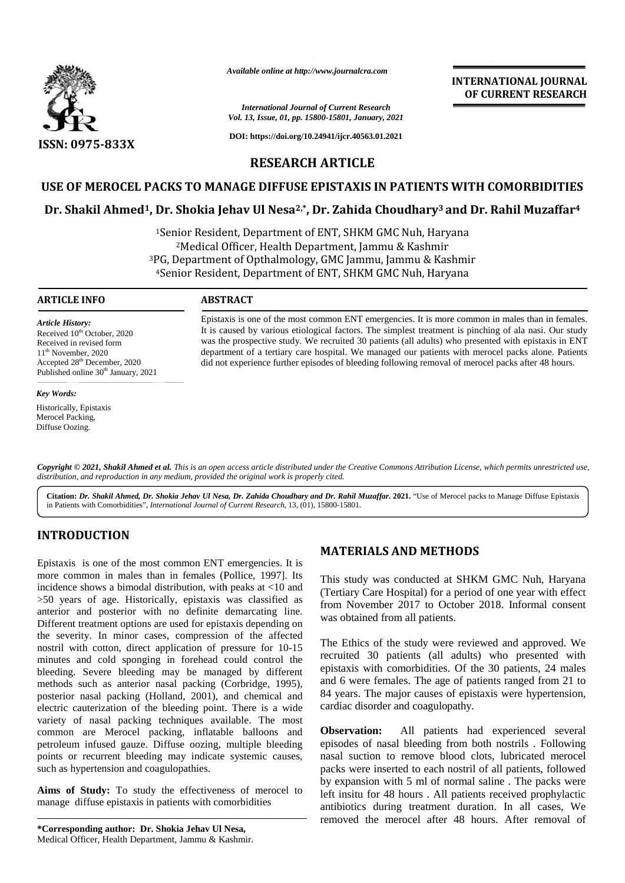*Available online at http://www.journalcra.com*

*International Journal of Current Research*
*Vol. 13, Issue, 01, pp. 15800-15801, January, 2021*

**DOI: https://doi.org/10.24941/ijcr.40563.01.2021**

**INTERNATIONAL JOURNAL OF CURRENT RESEARCH**

**ISSN: 0975-833X**

## RESEARCH ARTICLE

# USE OF MEROCEL PACKS TO MANAGE DIFFUSE EPISTAXIS IN PATIENTS WITH COMORBIDITIES

**Dr. Shakil Ahmed[1], Dr. Shokia Jehav Ul Nesa[2,*], Dr. Zahida Choudhary[3] and Dr. Rahil Muzaffar[4]**

[1]Senior Resident, Department of ENT, SHKM GMC Nuh, Haryana
[2]Medical Officer, Health Department, Jammu & Kashmir
[3]PG, Department of Opthalmology, GMC Jammu, Jammu & Kashmir
[4]Senior Resident, Department of ENT, SHKM GMC Nuh, Haryana

### ARTICLE INFO

*Article History:*
Received 10th October, 2020
Received in revised form
11th November, 2020
Accepted 28th December, 2020
Published online 30th January, 2021

*Key Words:*
Historically, Epistaxis
Merocel Packing,
Diffuse Oozing.

### ABSTRACT

Epistaxis is one of the most common ENT emergencies. It is more common in males than in females. It is caused by various etiological factors. The simplest treatment is pinching of ala nasi. Our study was the prospective study. We recruited 30 patients (all adults) who presented with epistaxis in ENT department of a tertiary care hospital. We managed our patients with merocel packs alone. Patients did not experience further episodes of bleeding following removal of merocel packs after 48 hours.

***Copyright © 2021, Shakil Ahmed et al.*** *This is an open access article distributed under the Creative Commons Attribution License, which permits unrestricted use, distribution, and reproduction in any medium, provided the original work is properly cited.*

**Citation:** ***Dr. Shakil Ahmed, Dr. Shokia Jehav Ul Nesa, Dr. Zahida Choudhary and Dr. Rahil Muzaffar.* 2021.** "Use of Merocel packs to Manage Diffuse Epistaxis in Patients with Comorbidities", *International Journal of Current Research*, 13, (01), 15800-15801.

## INTRODUCTION

Epistaxis is one of the most common ENT emergencies. It is more common in males than in females (Pollice, 1997]. Its incidence shows a bimodal distribution, with peaks at <10 and >50 years of age. Historically, epistaxis was classified as anterior and posterior with no definite demarcating line. Different treatment options are used for epistaxis depending on the severity. In minor cases, compression of the affected nostril with cotton, direct application of pressure for 10-15 minutes and cold sponging in forehead could control the bleeding. Severe bleeding may be managed by different methods such as anterior nasal packing (Corbridge, 1995), posterior nasal packing (Holland, 2001), and chemical and electric cauterization of the bleeding point. There is a wide variety of nasal packing techniques available. The most common are Merocel packing, inflatable balloons and petroleum infused gauze. Diffuse oozing, multiple bleeding points or recurrent bleeding may indicate systemic causes, such as hypertension and coagulopathies.

**Aims of Study:** To study the effectiveness of merocel to manage diffuse epistaxis in patients with comorbidities

**\*Corresponding author: Dr. Shokia Jehav Ul Nesa,**
Medical Officer, Health Department, Jammu & Kashmir.

## MATERIALS AND METHODS

This study was conducted at SHKM GMC Nuh, Haryana (Tertiary Care Hospital) for a period of one year with effect from November 2017 to October 2018. Informal consent was obtained from all patients.

The Ethics of the study were reviewed and approved. We recruited 30 patients (all adults) who presented with epistaxis with comorbidities. Of the 30 patients, 24 males and 6 were females. The age of patients ranged from 21 to 84 years. The major causes of epistaxis were hypertension, cardiac disorder and coagulopathy.

**Observation:** All patients had experienced several episodes of nasal bleeding from both nostrils . Following nasal suction to remove blood clots, lubricated merocel packs were inserted to each nostril of all patients, followed by expansion with 5 ml of normal saline . The packs were left insitu for 48 hours . All patients received prophylactic antibiotics during treatment duration. In all cases, We removed the merocel after 48 hours. After removal of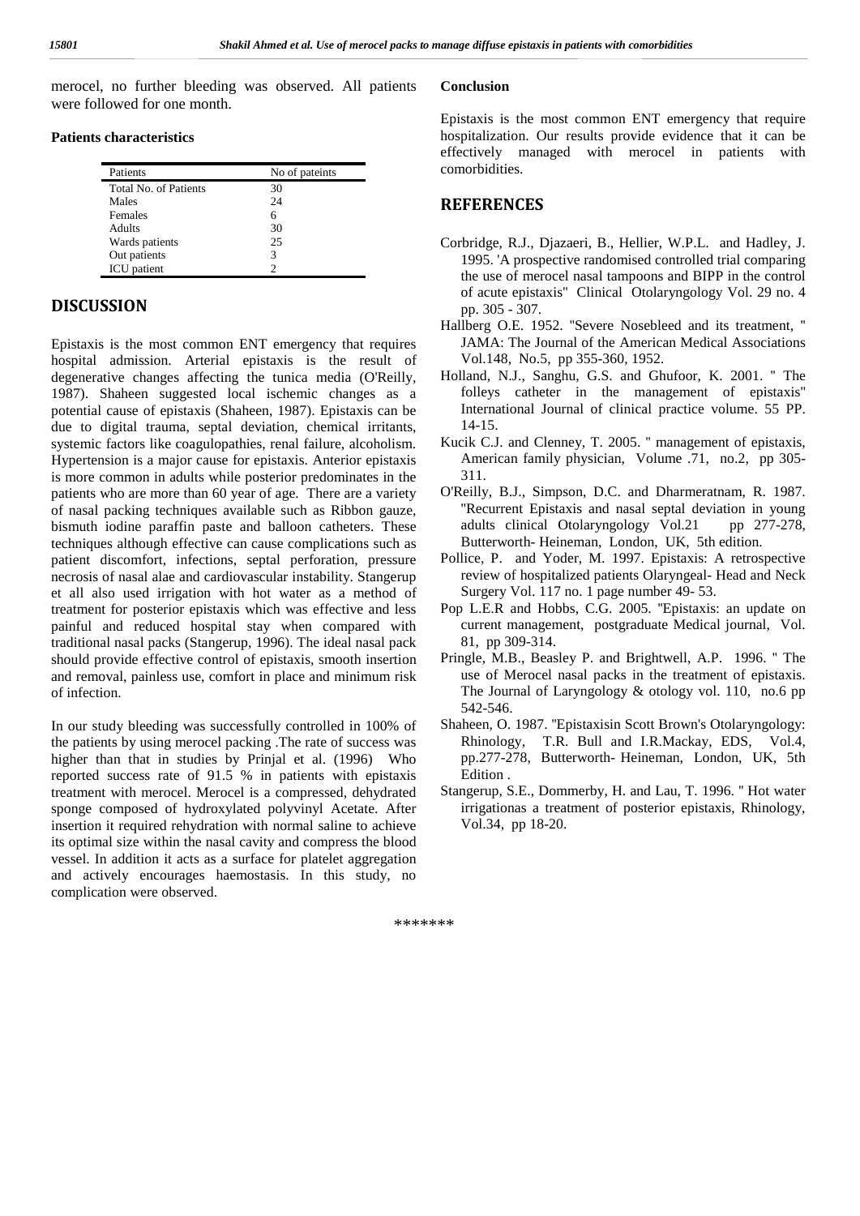merocel, no further bleeding was observed. All patients were followed for one month.

**Patients characteristics**

| Patients | No of pateints |
|---|---|
| Total No. of Patients | 30 |
| Males | 24 |
| Females | 6 |
| Adults | 30 |
| Wards patients | 25 |
| Out patients | 3 |
| ICU patient | 2 |

## DISCUSSION

Epistaxis is the most common ENT emergency that requires hospital admission. Arterial epistaxis is the result of degenerative changes affecting the tunica media (O'Reilly, 1987). Shaheen suggested local ischemic changes as a potential cause of epistaxis (Shaheen, 1987). Epistaxis can be due to digital trauma, septal deviation, chemical irritants, systemic factors like coagulopathies, renal failure, alcoholism. Hypertension is a major cause for epistaxis. Anterior epistaxis is more common in adults while posterior predominates in the patients who are more than 60 year of age. There are a variety of nasal packing techniques available such as Ribbon gauze, bismuth iodine paraffin paste and balloon catheters. These techniques although effective can cause complications such as patient discomfort, infections, septal perforation, pressure necrosis of nasal alae and cardiovascular instability. Stangerup et all also used irrigation with hot water as a method of treatment for posterior epistaxis which was effective and less painful and reduced hospital stay when compared with traditional nasal packs (Stangerup, 1996). The ideal nasal pack should provide effective control of epistaxis, smooth insertion and removal, painless use, comfort in place and minimum risk of infection.

In our study bleeding was successfully controlled in 100% of the patients by using merocel packing .The rate of success was higher than that in studies by Prinjal et al. (1996) Who reported success rate of 91.5 % in patients with epistaxis treatment with merocel. Merocel is a compressed, dehydrated sponge composed of hydroxylated polyvinyl Acetate. After insertion it required rehydration with normal saline to achieve its optimal size within the nasal cavity and compress the blood vessel. In addition it acts as a surface for platelet aggregation and actively encourages haemostasis. In this study, no complication were observed.

**Conclusion**

Epistaxis is the most common ENT emergency that require hospitalization. Our results provide evidence that it can be effectively managed with merocel in patients with comorbidities.

## REFERENCES

Corbridge, R.J., Djazaeri, B., Hellier, W.P.L. and Hadley, J. 1995. 'A prospective randomised controlled trial comparing the use of merocel nasal tampoons and BIPP in the control of acute epistaxis" Clinical Otolaryngology Vol. 29 no. 4 pp. 305 - 307.

Hallberg O.E. 1952. "Severe Nosebleed and its treatment, " JAMA: The Journal of the American Medical Associations Vol.148, No.5, pp 355-360, 1952.

Holland, N.J., Sanghu, G.S. and Ghufoor, K. 2001. " The folleys catheter in the management of epistaxis" International Journal of clinical practice volume. 55 PP. 14-15.

Kucik C.J. and Clenney, T. 2005. " management of epistaxis, American family physician, Volume .71, no.2, pp 305-311.

O'Reilly, B.J., Simpson, D.C. and Dharmeratnam, R. 1987. "Recurrent Epistaxis and nasal septal deviation in young adults clinical Otolaryngology Vol.21 pp 277-278, Butterworth- Heineman, London, UK, 5th edition.

Pollice, P. and Yoder, M. 1997. Epistaxis: A retrospective review of hospitalized patients Olaryngeal- Head and Neck Surgery Vol. 117 no. 1 page number 49- 53.

Pop L.E.R and Hobbs, C.G. 2005. "Epistaxis: an update on current management, postgraduate Medical journal, Vol. 81, pp 309-314.

Pringle, M.B., Beasley P. and Brightwell, A.P. 1996. " The use of Merocel nasal packs in the treatment of epistaxis. The Journal of Laryngology & otology vol. 110, no.6 pp 542-546.

Shaheen, O. 1987. "Epistaxisin Scott Brown's Otolaryngology: Rhinology, T.R. Bull and I.R.Mackay, EDS, Vol.4, pp.277-278, Butterworth- Heineman, London, UK, 5th Edition .

Stangerup, S.E., Dommerby, H. and Lau, T. 1996. " Hot water irrigationas a treatment of posterior epistaxis, Rhinology, Vol.34, pp 18-20.

*******